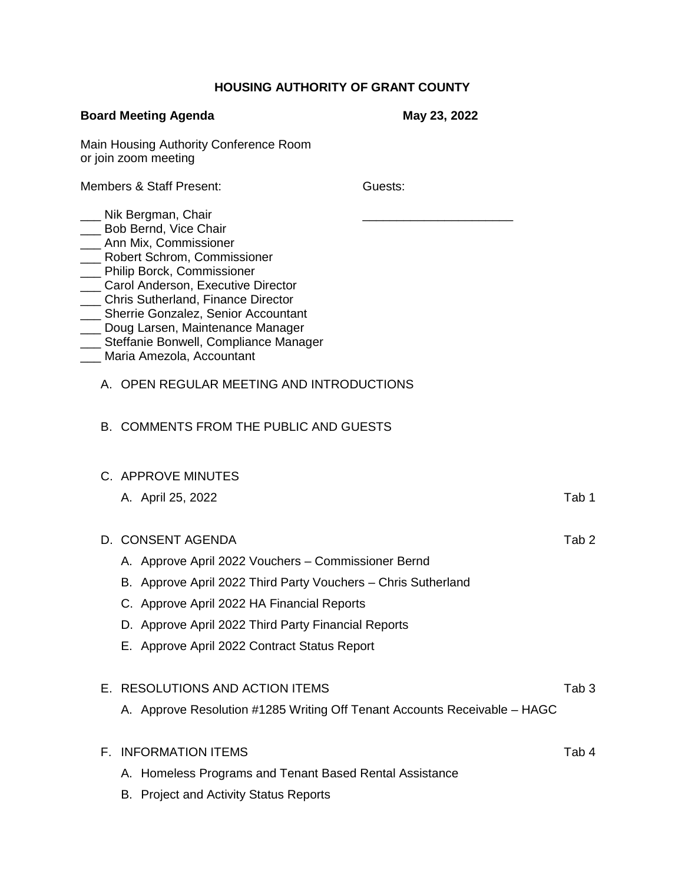# HOUSING AUTHORITY OF GRANT COUNTY

**Board Meeting Agenda** **May 23, 2022**

Main Housing Authority Conference Room
or join zoom meeting

Members & Staff Present: Guests:

___ Nik Bergman, Chair ______________________
___ Bob Bernd, Vice Chair
___ Ann Mix, Commissioner
___ Robert Schrom, Commissioner
___ Philip Borck, Commissioner
___ Carol Anderson, Executive Director
___ Chris Sutherland, Finance Director
___ Sherrie Gonzalez, Senior Accountant
___ Doug Larsen, Maintenance Manager
___ Steffanie Bonwell, Compliance Manager
___ Maria Amezola, Accountant

A. OPEN REGULAR MEETING AND INTRODUCTIONS

B. COMMENTS FROM THE PUBLIC AND GUESTS

C. APPROVE MINUTES
   - A. April 25, 2022 — Tab 1

D. CONSENT AGENDA — Tab 2
   - A. Approve April 2022 Vouchers – Commissioner Bernd
   - B. Approve April 2022 Third Party Vouchers – Chris Sutherland
   - C. Approve April 2022 HA Financial Reports
   - D. Approve April 2022 Third Party Financial Reports
   - E. Approve April 2022 Contract Status Report

E. RESOLUTIONS AND ACTION ITEMS — Tab 3
   - A. Approve Resolution #1285 Writing Off Tenant Accounts Receivable – HAGC

F. INFORMATION ITEMS — Tab 4
   - A. Homeless Programs and Tenant Based Rental Assistance
   - B. Project and Activity Status Reports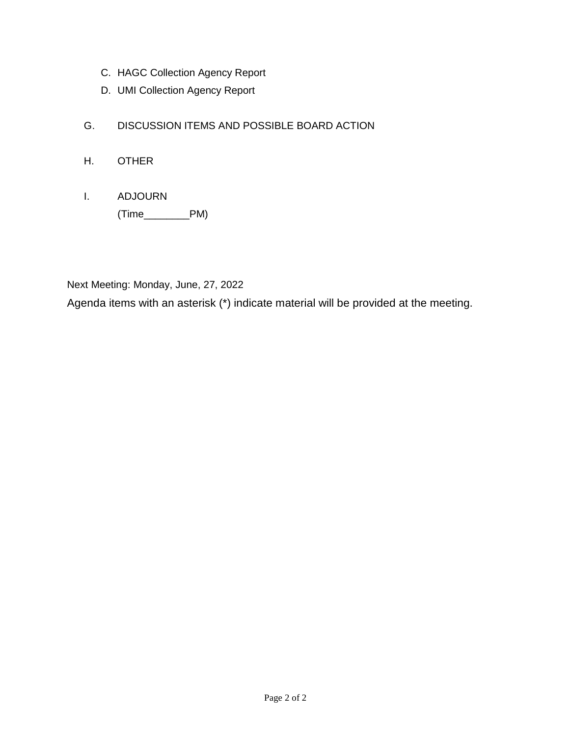C. HAGC Collection Agency Report

D. UMI Collection Agency Report

G. DISCUSSION ITEMS AND POSSIBLE BOARD ACTION

H. OTHER

I. ADJOURN
(Time________PM)

Next Meeting: Monday, June, 27, 2022

Agenda items with an asterisk (*) indicate material will be provided at the meeting.